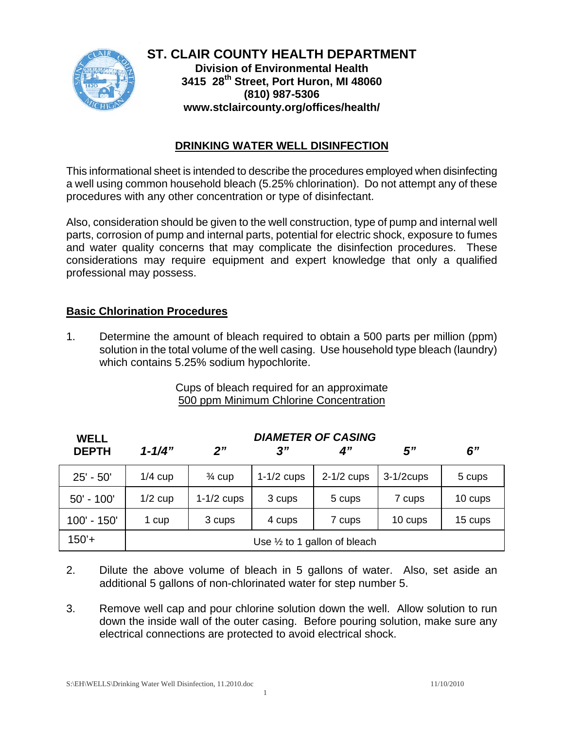# ST. CLAIR COUNTY HEALTH DEPARTMENT

**Division of Environmental Health**
**3415 28th Street, Port Huron, MI 48060**
**(810) 987-5306**
**www.stclaircounty.org/offices/health/**

## DRINKING WATER WELL DISINFECTION

This informational sheet is intended to describe the procedures employed when disinfecting a well using common household bleach (5.25% chlorination). Do not attempt any of these procedures with any other concentration or type of disinfectant.

Also, consideration should be given to the well construction, type of pump and internal well parts, corrosion of pump and internal parts, potential for electric shock, exposure to fumes and water quality concerns that may complicate the disinfection procedures. These considerations may require equipment and expert knowledge that only a qualified professional may possess.

### Basic Chlorination Procedures

1. Determine the amount of bleach required to obtain a 500 parts per million (ppm) solution in the total volume of the well casing. Use household type bleach (laundry) which contains 5.25% sodium hypochlorite.

Cups of bleach required for an approximate
500 ppm Minimum Chlorine Concentration

| WELL DEPTH | *DIAMETER OF CASING* | | | | | |
|---|---|---|---|---|---|---|
| | *1-1/4"* | *2"* | *3"* | *4"* | *5"* | *6"* |
| 25' - 50' | 1/4 cup | ¾ cup | 1-1/2 cups | 2-1/2 cups | 3-1/2cups | 5 cups |
| 50' - 100' | 1/2 cup | 1-1/2 cups | 3 cups | 5 cups | 7 cups | 10 cups |
| 100' - 150' | 1 cup | 3 cups | 4 cups | 7 cups | 10 cups | 15 cups |
| 150'+ | Use ½ to 1 gallon of bleach | | | | | |

2. Dilute the above volume of bleach in 5 gallons of water. Also, set aside an additional 5 gallons of non-chlorinated water for step number 5.

3. Remove well cap and pour chlorine solution down the well. Allow solution to run down the inside wall of the outer casing. Before pouring solution, make sure any electrical connections are protected to avoid electrical shock.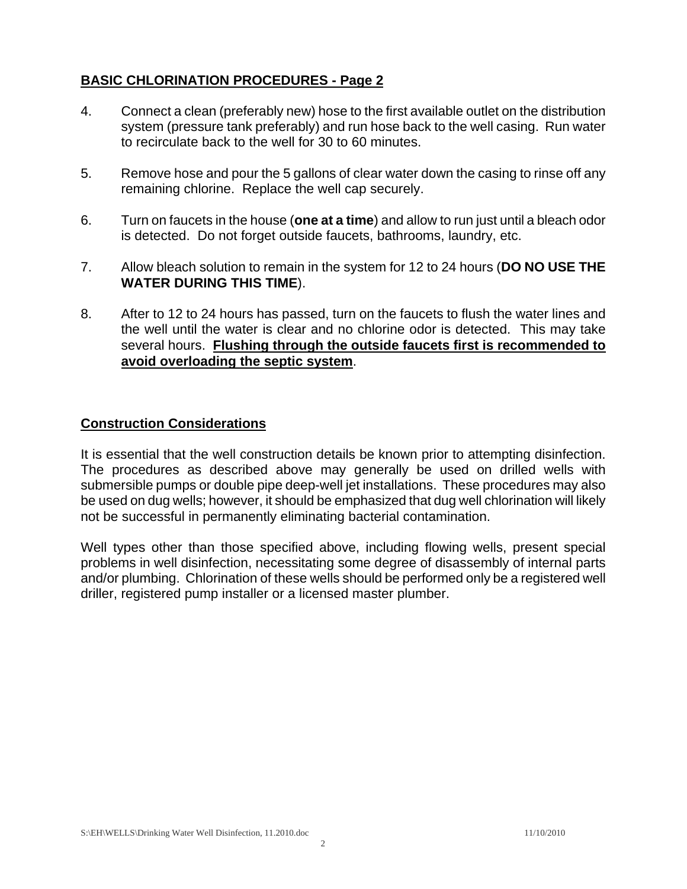## <u>BASIC CHLORINATION PROCEDURES - Page 2</u>

4. Connect a clean (preferably new) hose to the first available outlet on the distribution system (pressure tank preferably) and run hose back to the well casing. Run water to recirculate back to the well for 30 to 60 minutes.

5. Remove hose and pour the 5 gallons of clear water down the casing to rinse off any remaining chlorine. Replace the well cap securely.

6. Turn on faucets in the house (**one at a time**) and allow to run just until a bleach odor is detected. Do not forget outside faucets, bathrooms, laundry, etc.

7. Allow bleach solution to remain in the system for 12 to 24 hours (**DO NO USE THE WATER DURING THIS TIME**).

8. After to 12 to 24 hours has passed, turn on the faucets to flush the water lines and the well until the water is clear and no chlorine odor is detected. This may take several hours. **<u>Flushing through the outside faucets first is recommended to avoid overloading the septic system</u>**.

## <u>Construction Considerations</u>

It is essential that the well construction details be known prior to attempting disinfection. The procedures as described above may generally be used on drilled wells with submersible pumps or double pipe deep-well jet installations. These procedures may also be used on dug wells; however, it should be emphasized that dug well chlorination will likely not be successful in permanently eliminating bacterial contamination.

Well types other than those specified above, including flowing wells, present special problems in well disinfection, necessitating some degree of disassembly of internal parts and/or plumbing. Chlorination of these wells should be performed only be a registered well driller, registered pump installer or a licensed master plumber.